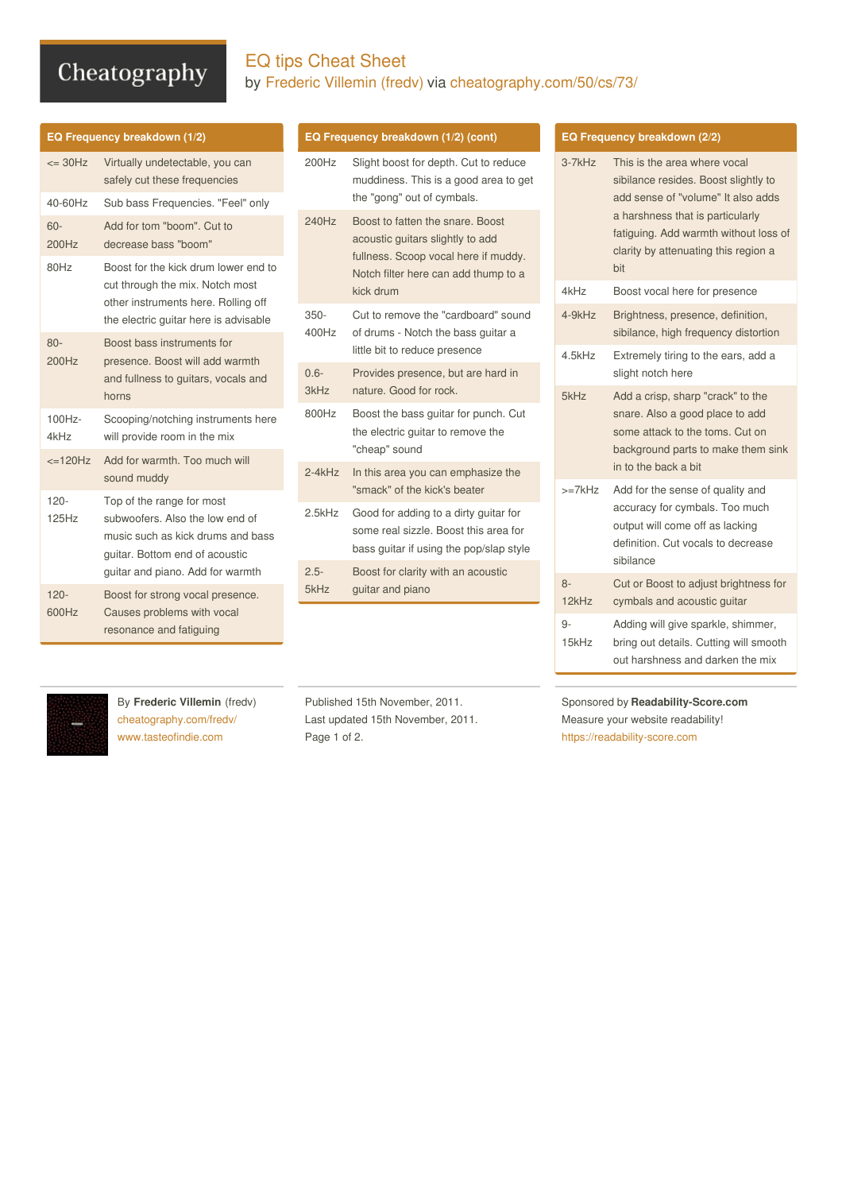# EQ tips Cheat Sheet

by Frederic Villemin (fredv) via cheatography.com/50/cs/73/

## EQ Frequency breakdown (1/2)

| | |
|---|---|
| <= 30Hz | Virtually undetectable, you can safely cut these frequencies |
| 40-60Hz | Sub bass Frequencies. "Feel" only |
| 60-200Hz | Add for tom "boom". Cut to decrease bass "boom" |
| 80Hz | Boost for the kick drum lower end to cut through the mix. Notch most other instruments here. Rolling off the electric guitar here is advisable |
| 80-200Hz | Boost bass instruments for presence. Boost will add warmth and fullness to guitars, vocals and horns |
| 100Hz-4kHz | Scooping/notching instruments here will provide room in the mix |
| <=120Hz | Add for warmth. Too much will sound muddy |
| 120-125Hz | Top of the range for most subwoofers. Also the low end of music such as kick drums and bass guitar. Bottom end of acoustic guitar and piano. Add for warmth |
| 120-600Hz | Boost for strong vocal presence. Causes problems with vocal resonance and fatiguing |

## EQ Frequency breakdown (1/2) (cont)

| | |
|---|---|
| 200Hz | Slight boost for depth. Cut to reduce muddiness. This is a good area to get the "gong" out of cymbals. |
| 240Hz | Boost to fatten the snare. Boost acoustic guitars slightly to add fullness. Scoop vocal here if muddy. Notch filter here can add thump to a kick drum |
| 350-400Hz | Cut to remove the "cardboard" sound of drums - Notch the bass guitar a little bit to reduce presence |
| 0.6-3kHz | Provides presence, but are hard in nature. Good for rock. |
| 800Hz | Boost the bass guitar for punch. Cut the electric guitar to remove the "cheap" sound |
| 2-4kHz | In this area you can emphasize the "smack" of the kick's beater |
| 2.5kHz | Good for adding to a dirty guitar for some real sizzle. Boost this area for bass guitar if using the pop/slap style |
| 2.5-5kHz | Boost for clarity with an acoustic guitar and piano |

## EQ Frequency breakdown (2/2)

| | |
|---|---|
| 3-7kHz | This is the area where vocal sibilance resides. Boost slightly to add sense of "volume" It also adds a harshness that is particularly fatiguing. Add warmth without loss of clarity by attenuating this region a bit |
| 4kHz | Boost vocal here for presence |
| 4-9kHz | Brightness, presence, definition, sibilance, high frequency distortion |
| 4.5kHz | Extremely tiring to the ears, add a slight notch here |
| 5kHz | Add a crisp, sharp "crack" to the snare. Also a good place to add some attack to the toms. Cut on background parts to make them sink in to the back a bit |
| >=7kHz | Add for the sense of quality and accuracy for cymbals. Too much output will come off as lacking definition. Cut vocals to decrease sibilance |
| 8-12kHz | Cut or Boost to adjust brightness for cymbals and acoustic guitar |
| 9-15kHz | Adding will give sparkle, shimmer, bring out details. Cutting will smooth out harshness and darken the mix |

By **Frederic Villemin** (fredv)
cheatography.com/fredv/
www.tasteofindie.com

Published 15th November, 2011.
Last updated 15th November, 2011.

Sponsored by **Readability-Score.com**
Measure your website readability!
https://readability-score.com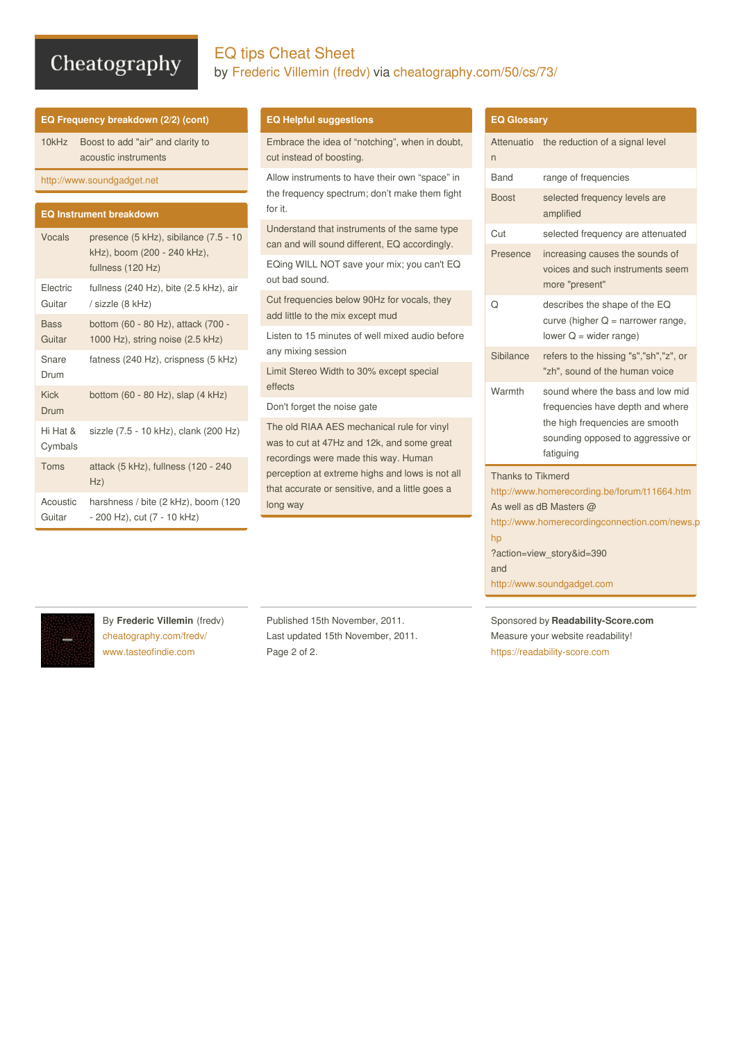## EQ Frequency breakdown (2/2) (cont)

| | |
|---|---|
| 10kHz | Boost to add "air" and clarity to acoustic instruments |

http://www.soundgadget.net

## EQ Instrument breakdown

| | |
|---|---|
| Vocals | presence (5 kHz), sibilance (7.5 - 10 kHz), boom (200 - 240 kHz), fullness (120 Hz) |
| Electric Guitar | fullness (240 Hz), bite (2.5 kHz), air / sizzle (8 kHz) |
| Bass Guitar | bottom (60 - 80 Hz), attack (700 - 1000 Hz), string noise (2.5 kHz) |
| Snare Drum | fatness (240 Hz), crispness (5 kHz) |
| Kick Drum | bottom (60 - 80 Hz), slap (4 kHz) |
| Hi Hat & Cymbals | sizzle (7.5 - 10 kHz), clank (200 Hz) |
| Toms | attack (5 kHz), fullness (120 - 240 Hz) |
| Acoustic Guitar | harshness / bite (2 kHz), boom (120 - 200 Hz), cut (7 - 10 kHz) |

## EQ Helpful suggestions

Embrace the idea of “notching”, when in doubt, cut instead of boosting.

Allow instruments to have their own “space” in the frequency spectrum; don’t make them fight for it.

Understand that instruments of the same type can and will sound different, EQ accordingly.

EQing WILL NOT save your mix; you can't EQ out bad sound.

Cut frequencies below 90Hz for vocals, they add little to the mix except mud

Listen to 15 minutes of well mixed audio before any mixing session

Limit Stereo Width to 30% except special effects

Don't forget the noise gate

The old RIAA AES mechanical rule for vinyl was to cut at 47Hz and 12k, and some great recordings were made this way. Human perception at extreme highs and lows is not all that accurate or sensitive, and a little goes a long way

## EQ Glossary

| | |
|---|---|
| Attenuation | the reduction of a signal level |
| Band | range of frequencies |
| Boost | selected frequency levels are amplified |
| Cut | selected frequency are attenuated |
| Presence | increasing causes the sounds of voices and such instruments seem more "present" |
| Q | describes the shape of the EQ curve (higher Q = narrower range, lower Q = wider range) |
| Sibilance | refers to the hissing "s","sh","z", or "zh", sound of the human voice |
| Warmth | sound where the bass and low mid frequencies have depth and where the high frequencies are smooth sounding opposed to aggressive or fatiguing |

Thanks to Tikmerd
http://www.homerecording.be/forum/t11664.htm
As well as dB Masters @
http://www.homerecordingconnection.com/news.php
?action=view_story&id=390
and
http://www.soundgadget.com